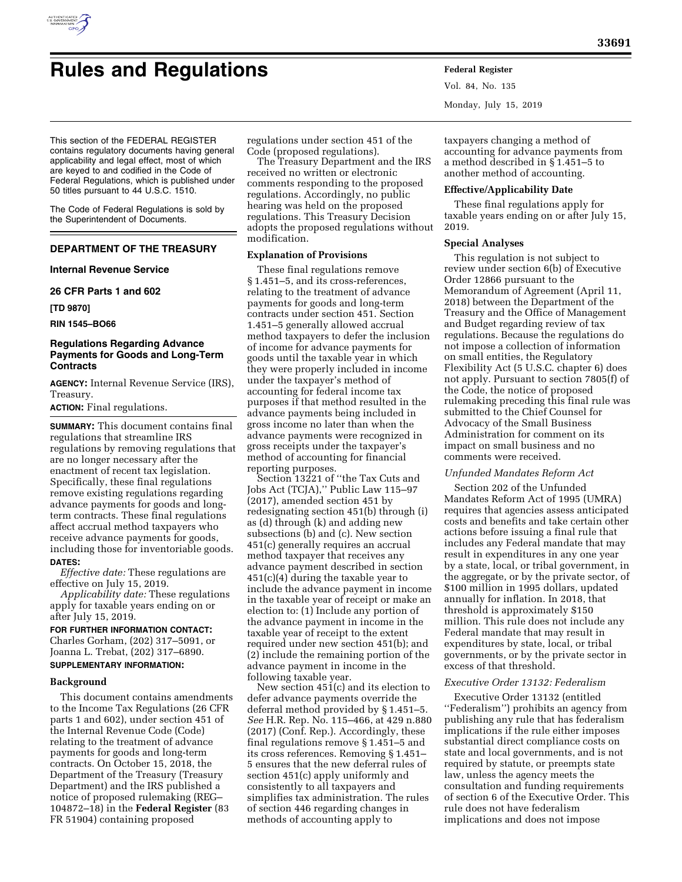# Rules and Regulations

This section of the FEDERAL REGISTER contains regulatory documents having general applicability and legal effect, most of which are keyed to and codified in the Code of Federal Regulations, which is published under 50 titles pursuant to 44 U.S.C. 1510.

The Code of Federal Regulations is sold by the Superintendent of Documents.

## DEPARTMENT OF THE TREASURY

### Internal Revenue Service

### 26 CFR Parts 1 and 602

**[TD 9870]**

**RIN 1545–BO66**

### Regulations Regarding Advance Payments for Goods and Long-Term Contracts

**AGENCY:** Internal Revenue Service (IRS), Treasury.

**ACTION:** Final regulations.

**SUMMARY:** This document contains final regulations that streamline IRS regulations by removing regulations that are no longer necessary after the enactment of recent tax legislation. Specifically, these final regulations remove existing regulations regarding advance payments for goods and long-term contracts. These final regulations affect accrual method taxpayers who receive advance payments for goods, including those for inventoriable goods.

**DATES:**

*Effective date:* These regulations are effective on July 15, 2019.

*Applicability date:* These regulations apply for taxable years ending on or after July 15, 2019.

**FOR FURTHER INFORMATION CONTACT:** Charles Gorham, (202) 317–5091, or Joanna L. Trebat, (202) 317–6890.

**SUPPLEMENTARY INFORMATION:**

**Background**

This document contains amendments to the Income Tax Regulations (26 CFR parts 1 and 602), under section 451 of the Internal Revenue Code (Code) relating to the treatment of advance payments for goods and long-term contracts. On October 15, 2018, the Department of the Treasury (Treasury Department) and the IRS published a notice of proposed rulemaking (REG–104872–18) in the **Federal Register** (83 FR 51904) containing proposed regulations under section 451 of the Code (proposed regulations).

The Treasury Department and the IRS received no written or electronic comments responding to the proposed regulations. Accordingly, no public hearing was held on the proposed regulations. This Treasury Decision adopts the proposed regulations without modification.

**Explanation of Provisions**

These final regulations remove § 1.451–5, and its cross-references, relating to the treatment of advance payments for goods and long-term contracts under section 451. Section 1.451–5 generally allowed accrual method taxpayers to defer the inclusion of income for advance payments for goods until the taxable year in which they were properly included in income under the taxpayer's method of accounting for federal income tax purposes if that method resulted in the advance payments being included in gross income no later than when the advance payments were recognized in gross receipts under the taxpayer's method of accounting for financial reporting purposes.

Section 13221 of "the Tax Cuts and Jobs Act (TCJA)," Public Law 115–97 (2017), amended section 451 by redesignating section 451(b) through (i) as (d) through (k) and adding new subsections (b) and (c). New section 451(c) generally requires an accrual method taxpayer that receives any advance payment described in section 451(c)(4) during the taxable year to include the advance payment in income in the taxable year of receipt or make an election to: (1) Include any portion of the advance payment in income in the taxable year of receipt to the extent required under new section 451(b); and (2) include the remaining portion of the advance payment in income in the following taxable year.

New section 451(c) and its election to defer advance payments override the deferral method provided by § 1.451–5. *See* H.R. Rep. No. 115–466, at 429 n.880 (2017) (Conf. Rep.). Accordingly, these final regulations remove § 1.451–5 and its cross references. Removing § 1.451–5 ensures that the new deferral rules of section 451(c) apply uniformly and consistently to all taxpayers and simplifies tax administration. The rules of section 446 regarding changes in methods of accounting apply to taxpayers changing a method of accounting for advance payments from a method described in § 1.451–5 to another method of accounting.

**Effective/Applicability Date**

These final regulations apply for taxable years ending on or after July 15, 2019.

**Special Analyses**

This regulation is not subject to review under section 6(b) of Executive Order 12866 pursuant to the Memorandum of Agreement (April 11, 2018) between the Department of the Treasury and the Office of Management and Budget regarding review of tax regulations. Because the regulations do not impose a collection of information on small entities, the Regulatory Flexibility Act (5 U.S.C. chapter 6) does not apply. Pursuant to section 7805(f) of the Code, the notice of proposed rulemaking preceding this final rule was submitted to the Chief Counsel for Advocacy of the Small Business Administration for comment on its impact on small business and no comments were received.

*Unfunded Mandates Reform Act*

Section 202 of the Unfunded Mandates Reform Act of 1995 (UMRA) requires that agencies assess anticipated costs and benefits and take certain other actions before issuing a final rule that includes any Federal mandate that may result in expenditures in any one year by a state, local, or tribal government, in the aggregate, or by the private sector, of $100 million in 1995 dollars, updated annually for inflation. In 2018, that threshold is approximately $150 million. This rule does not include any Federal mandate that may result in expenditures by state, local, or tribal governments, or by the private sector in excess of that threshold.

*Executive Order 13132: Federalism*

Executive Order 13132 (entitled "Federalism") prohibits an agency from publishing any rule that has federalism implications if the rule either imposes substantial direct compliance costs on state and local governments, and is not required by statute, or preempts state law, unless the agency meets the consultation and funding requirements of section 6 of the Executive Order. This rule does not have federalism implications and does not impose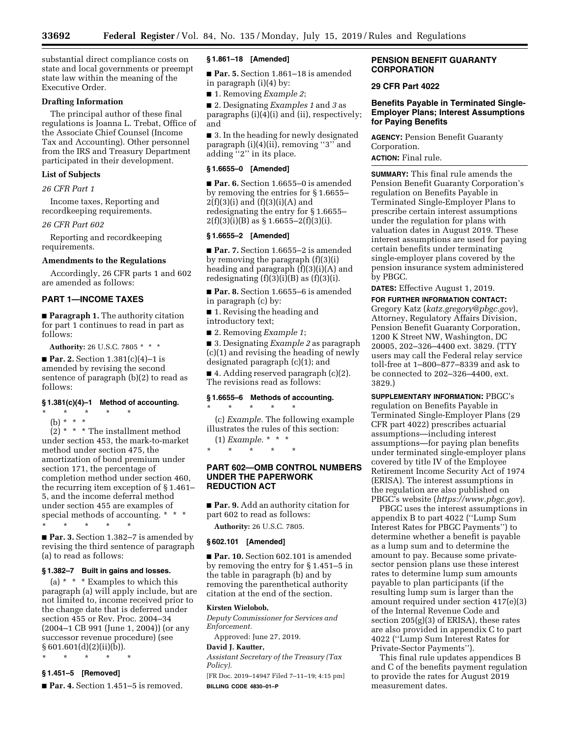substantial direct compliance costs on state and local governments or preempt state law within the meaning of the Executive Order.

### Drafting Information

The principal author of these final regulations is Joanna L. Trebat, Office of the Associate Chief Counsel (Income Tax and Accounting). Other personnel from the IRS and Treasury Department participated in their development.

### List of Subjects

*26 CFR Part 1*

Income taxes, Reporting and recordkeeping requirements.

*26 CFR Part 602*

Reporting and recordkeeping requirements.

### Amendments to the Regulations

Accordingly, 26 CFR parts 1 and 602 are amended as follows:

## PART 1—INCOME TAXES

■ **Paragraph 1.** The authority citation for part 1 continues to read in part as follows:

**Authority:** 26 U.S.C. 7805 * * *

■ **Par. 2.** Section 1.381(c)(4)–1 is amended by revising the second sentence of paragraph (b)(2) to read as follows:

### § 1.381(c)(4)–1 Method of accounting.

\* \* \* \* \*

(b) * * *

(2) * * * The installment method under section 453, the mark-to-market method under section 475, the amortization of bond premium under section 171, the percentage of completion method under section 460, the recurring item exception of § 1.461–5, and the income deferral method under section 455 are examples of special methods of accounting. * * *

\* \* \* \* \*

■ **Par. 3.** Section 1.382–7 is amended by revising the third sentence of paragraph (a) to read as follows:

### § 1.382–7 Built in gains and losses.

(a) * * * Examples to which this paragraph (a) will apply include, but are not limited to, income received prior to the change date that is deferred under section 455 or Rev. Proc. 2004–34 (2004–1 CB 991 (June 1, 2004)) (or any successor revenue procedure) (see § 601.601(d)(2)(ii)(b)).

\* \* \* \* \*

### § 1.451–5 [Removed]

■ **Par. 4.** Section 1.451–5 is removed.

### § 1.861–18 [Amended]

■ **Par. 5.** Section 1.861–18 is amended in paragraph (i)(4) by:

■ 1. Removing *Example 2*;

■ 2. Designating *Examples 1* and *3* as paragraphs (i)(4)(i) and (ii), respectively; and

■ 3. In the heading for newly designated paragraph (i)(4)(ii), removing ''3'' and adding ''2'' in its place.

### § 1.6655–0 [Amended]

■ **Par. 6.** Section 1.6655–0 is amended by removing the entries for § 1.6655–2(f)(3)(i) and (f)(3)(i)(A) and redesignating the entry for § 1.6655–2(f)(3)(i)(B) as § 1.6655–2(f)(3)(i).

### § 1.6655–2 [Amended]

■ **Par. 7.** Section 1.6655–2 is amended by removing the paragraph (f)(3)(i) heading and paragraph (f)(3)(i)(A) and redesignating (f)(3)(i)(B) as (f)(3)(i).

■ **Par. 8.** Section 1.6655–6 is amended in paragraph (c) by:

■ 1. Revising the heading and introductory text;

■ 2. Removing *Example 1*;

■ 3. Designating *Example 2* as paragraph (c)(1) and revising the heading of newly designated paragraph (c)(1); and

■ 4. Adding reserved paragraph (c)(2).

The revisions read as follows:

### § 1.6655–6 Methods of accounting.

\* \* \* \* \*

(c) *Example.* The following example illustrates the rules of this section:

(1) *Example.* * * *

\* \* \* \* \*

## PART 602—OMB CONTROL NUMBERS UNDER THE PAPERWORK REDUCTION ACT

■ **Par. 9.** Add an authority citation for part 602 to read as follows:

**Authority:** 26 U.S.C. 7805.

### § 602.101 [Amended]

■ **Par. 10.** Section 602.101 is amended by removing the entry for § 1.451–5 in the table in paragraph (b) and by removing the parenthetical authority citation at the end of the section.

**Kirsten Wielobob,**

*Deputy Commissioner for Services and Enforcement.*

Approved: June 27, 2019.

**David J. Kautter,**

*Assistant Secretary of the Treasury (Tax Policy).*

[FR Doc. 2019–14947 Filed 7–11–19; 4:15 pm]

**BILLING CODE 4830–01–P**

## PENSION BENEFIT GUARANTY CORPORATION

## 29 CFR Part 4022

## Benefits Payable in Terminated Single-Employer Plans; Interest Assumptions for Paying Benefits

**AGENCY:** Pension Benefit Guaranty Corporation.

**ACTION:** Final rule.

**SUMMARY:** This final rule amends the Pension Benefit Guaranty Corporation's regulation on Benefits Payable in Terminated Single-Employer Plans to prescribe certain interest assumptions under the regulation for plans with valuation dates in August 2019. These interest assumptions are used for paying certain benefits under terminating single-employer plans covered by the pension insurance system administered by PBGC.

**DATES:** Effective August 1, 2019.

**FOR FURTHER INFORMATION CONTACT:** Gregory Katz (*katz.gregory@pbgc.gov*), Attorney, Regulatory Affairs Division, Pension Benefit Guaranty Corporation, 1200 K Street NW, Washington, DC 20005, 202–326–4400 ext. 3829. (TTY users may call the Federal relay service toll-free at 1–800–877–8339 and ask to be connected to 202–326–4400, ext. 3829.)

**SUPPLEMENTARY INFORMATION:** PBGC's regulation on Benefits Payable in Terminated Single-Employer Plans (29 CFR part 4022) prescribes actuarial assumptions—including interest assumptions—for paying plan benefits under terminated single-employer plans covered by title IV of the Employee Retirement Income Security Act of 1974 (ERISA). The interest assumptions in the regulation are also published on PBGC's website (*https://www.pbgc.gov*).

PBGC uses the interest assumptions in appendix B to part 4022 (''Lump Sum Interest Rates for PBGC Payments'') to determine whether a benefit is payable as a lump sum and to determine the amount to pay. Because some private-sector pension plans use these interest rates to determine lump sum amounts payable to plan participants (if the resulting lump sum is larger than the amount required under section 417(e)(3) of the Internal Revenue Code and section 205(g)(3) of ERISA), these rates are also provided in appendix C to part 4022 (''Lump Sum Interest Rates for Private-Sector Payments'').

This final rule updates appendices B and C of the benefits payment regulation to provide the rates for August 2019 measurement dates.